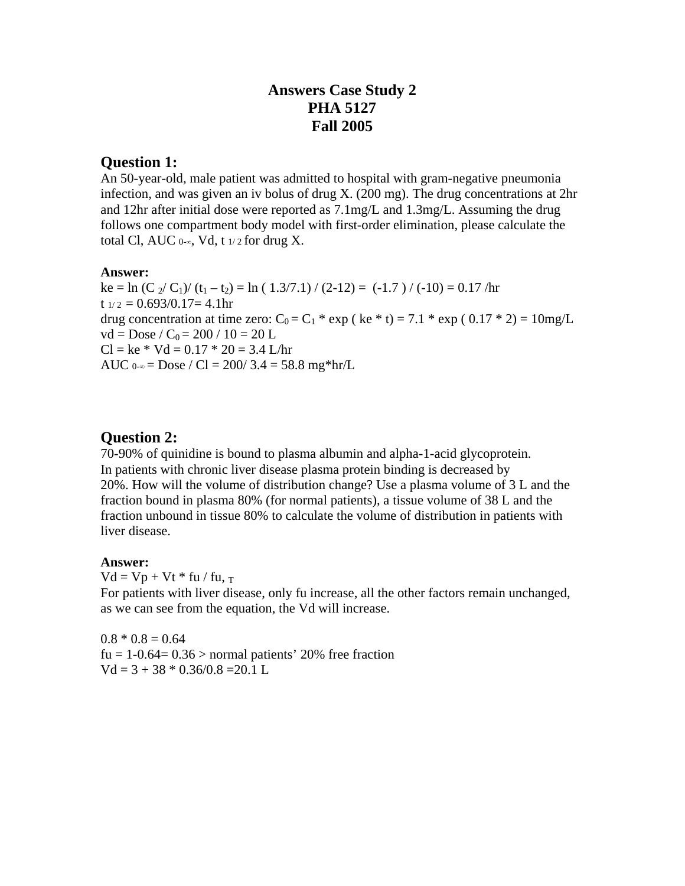# Answers Case Study 2
# PHA 5127
# Fall 2005

## Question 1:

An 50-year-old, male patient was admitted to hospital with gram-negative pneumonia infection, and was given an iv bolus of drug X. (200 mg). The drug concentrations at 2hr and 12hr after initial dose were reported as 7.1mg/L and 1.3mg/L. Assuming the drug follows one compartment body model with first-order elimination, please calculate the total Cl, $AUC_{0-\infty}$, Vd, $t_{1/2}$ for drug X.

**Answer:**

$ke = \ln(C_2/C_1)/(t_1 - t_2) = \ln(1.3/7.1)/(2-12) = (-1.7)/(-10) = 0.17$ /hr

$t_{1/2} = 0.693/0.17 = 4.1$hr

drug concentration at time zero: $C_0 = C_1 * \exp(ke * t) = 7.1 * \exp(0.17 * 2) = 10$mg/L

$vd = Dose / C_0 = 200 / 10 = 20$ L

$Cl = ke * Vd = 0.17 * 20 = 3.4$ L/hr

$AUC_{0-\infty} = Dose / Cl = 200 / 3.4 = 58.8$ mg*hr/L

## Question 2:

70-90% of quinidine is bound to plasma albumin and alpha-1-acid glycoprotein.
In patients with chronic liver disease plasma protein binding is decreased by 20%. How will the volume of distribution change? Use a plasma volume of 3 L and the fraction bound in plasma 80% (for normal patients), a tissue volume of 38 L and the fraction unbound in tissue 80% to calculate the volume of distribution in patients with liver disease.

**Answer:**

$Vd = Vp + Vt * fu / fu_{,T}$

For patients with liver disease, only fu increase, all the other factors remain unchanged, as we can see from the equation, the Vd will increase.

$0.8 * 0.8 = 0.64$

$fu = 1-0.64 = 0.36 >$ normal patients' 20% free fraction

$Vd = 3 + 38 * 0.36/0.8 = 20.1$ L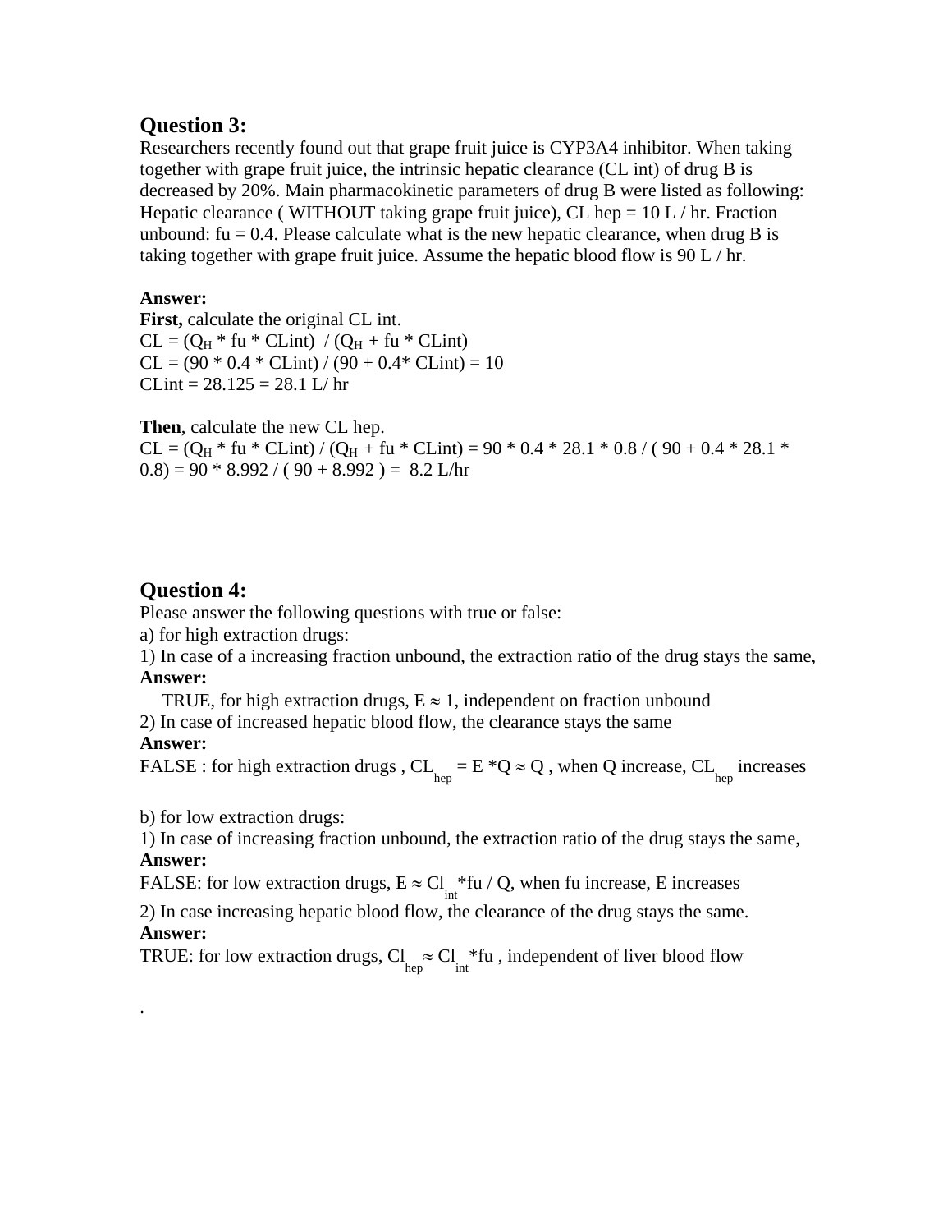## Question 3:

Researchers recently found out that grape fruit juice is CYP3A4 inhibitor. When taking together with grape fruit juice, the intrinsic hepatic clearance (CL int) of drug B is decreased by 20%. Main pharmacokinetic parameters of drug B were listed as following: Hepatic clearance ( WITHOUT taking grape fruit juice), CL hep = 10 L / hr. Fraction unbound: fu = 0.4. Please calculate what is the new hepatic clearance, when drug B is taking together with grape fruit juice. Assume the hepatic blood flow is 90 L / hr.

**Answer:**

**First,** calculate the original CL int.

$CL = (Q_H * fu * CLint) / (Q_H + fu * CLint)$

$CL = (90 * 0.4 * CLint) / (90 + 0.4 * CLint) = 10$

$CLint = 28.125 = 28.1$ L/ hr

**Then**, calculate the new CL hep.

$CL = (Q_H * fu * CLint) / (Q_H + fu * CLint) = 90 * 0.4 * 28.1 * 0.8 / ( 90 + 0.4 * 28.1 * 0.8) = 90 * 8.992 / ( 90 + 8.992 ) = 8.2$ L/hr

## Question 4:

Please answer the following questions with true or false:

a) for high extraction drugs:

1) In case of a increasing fraction unbound, the extraction ratio of the drug stays the same,

**Answer:**

TRUE, for high extraction drugs, $E \approx 1$, independent on fraction unbound

2) In case of increased hepatic blood flow, the clearance stays the same

**Answer:**

FALSE : for high extraction drugs , $CL_{hep} = E * Q \approx Q$ , when Q increase, $CL_{hep}$ increases

b) for low extraction drugs:

1) In case of increasing fraction unbound, the extraction ratio of the drug stays the same,

**Answer:**

FALSE: for low extraction drugs, $E \approx Cl_{int} * fu / Q$, when fu increase, E increases

2) In case increasing hepatic blood flow, the clearance of the drug stays the same.

**Answer:**

TRUE: for low extraction drugs, $Cl_{hep} \approx Cl_{int} * fu$ , independent of liver blood flow

.